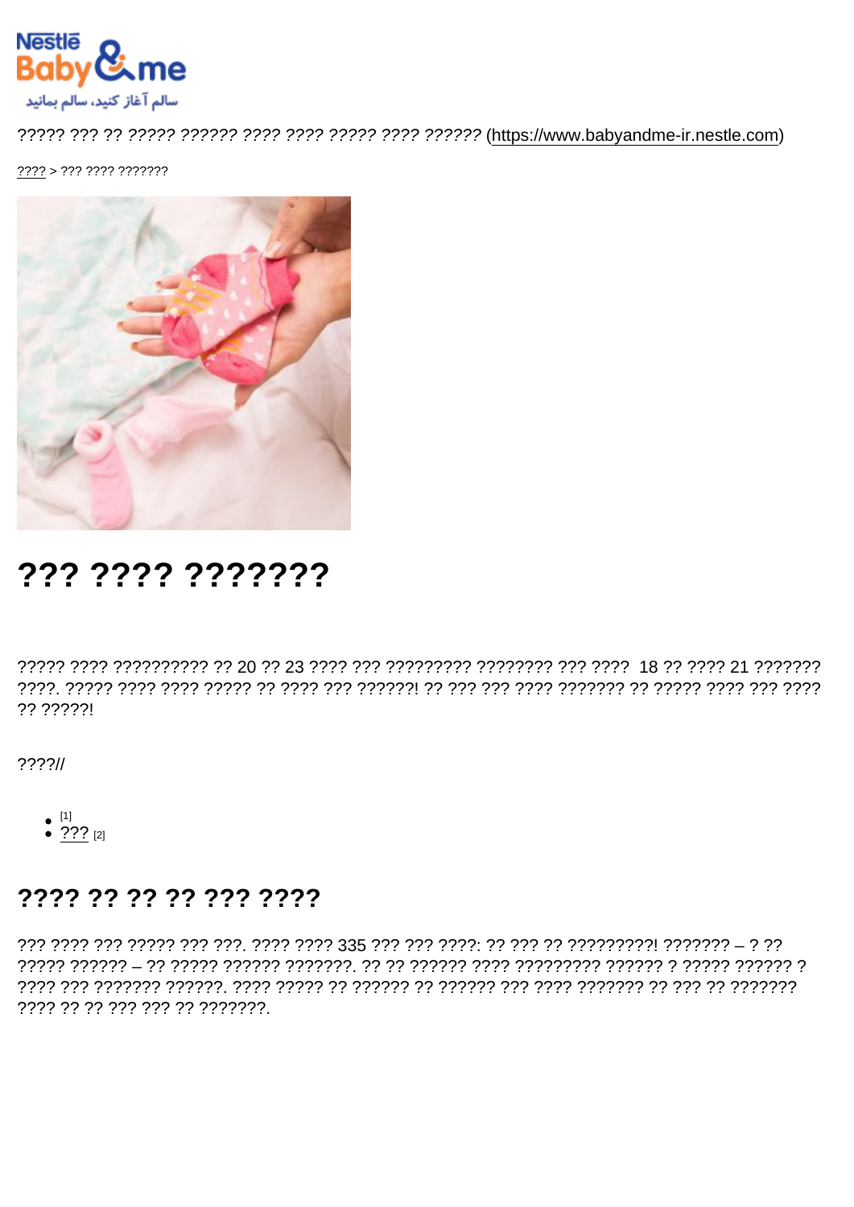????? ??? ?? ????? ?????? ???? ???? ????? ???? ?????? (https://www.babyandme-ir.nestle.com)

???? > ??? ???? ???????

# ??? ???? ???????

????? ???? ?????????? ?? 20 ?? 23 ???? ??? ????????? ???????? ??? ???? 18 ?? ???? 21 ??????? ????. ????? ???? ???? ????? ?? ???? ??? ??????! ?? ??? ??? ???? ??????? ?? ????? ???? ??? ???? ?? ?????!

????//

- [1]
- ??? [2]

## ???? ?? ?? ?? ??? ????

??? ???? ??? ????? ??? ???. ???? ???? 335 ??? ??? ????: ?? ??? ?? ?????????! ??????? – ? ?? ????? ?????? – ?? ????? ?????? ???????. ?? ?? ?????? ???? ????????? ?????? ? ????? ?????? ? ???? ??? ??????? ??????. ???? ????? ?? ?????? ?? ?????? ??? ???? ??????? ?? ??? ?? ??????? ???? ?? ?? ??? ??? ?? ???????.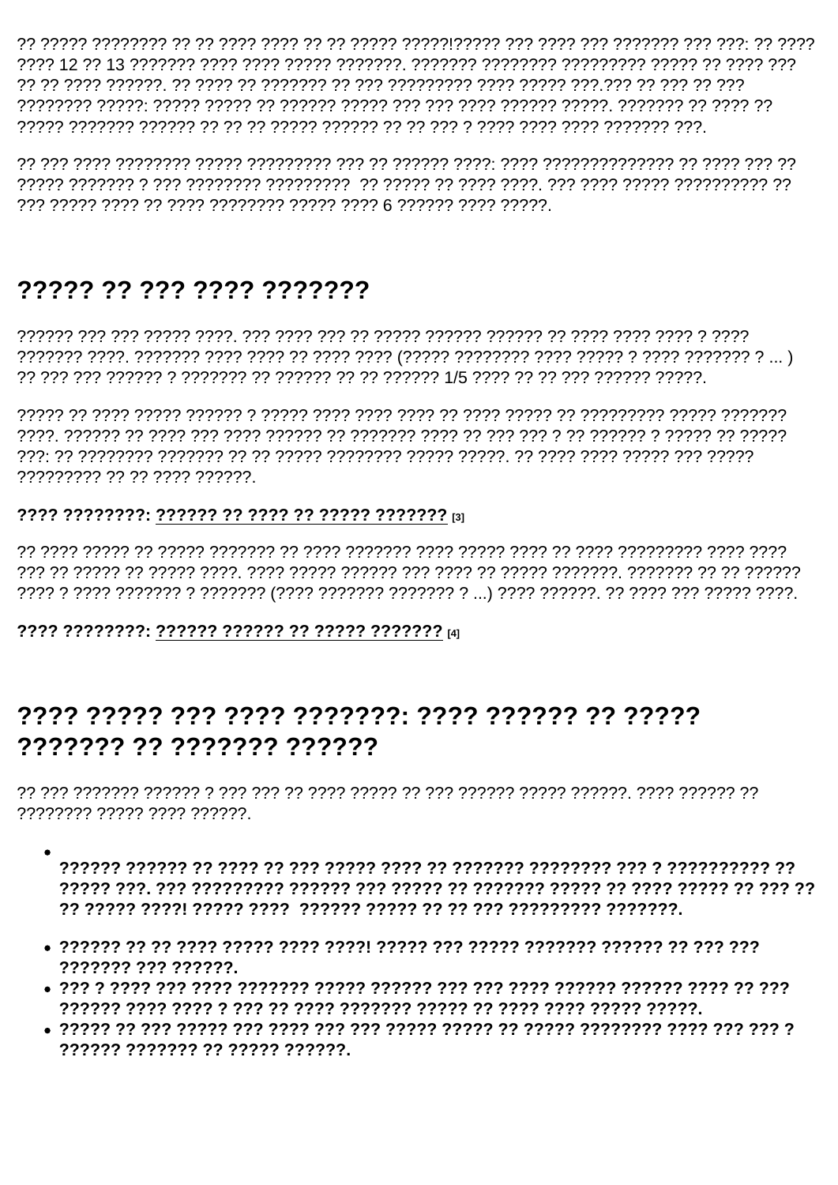?? ????? ???????? ?? ?? ???? ???? ?? ?? ????? ?????!????? ??? ???? ??? ??????? ??? ???: ?? ???? ???? 12 ?? 13 ??????? ???? ???? ????? ???????. ??????? ???????? ????????? ????? ?? ???? ??? ?? ?? ???? ??????. ?? ???? ?? ??????? ?? ??? ????????? ???? ????? ???.??? ?? ??? ?? ??? ???????? ?????: ????? ????? ?? ?????? ????? ??? ??? ???? ?????? ?????. ??????? ?? ???? ?? ????? ??????? ?????? ?? ?? ?? ????? ?????? ?? ?? ??? ? ???? ???? ???? ??????? ???.

?? ??? ???? ???????? ????? ????????? ??? ?? ?????? ????: ???? ?????????????? ?? ???? ??? ?? ????? ??????? ? ??? ???????? ?????????  ?? ????? ?? ???? ????. ??? ???? ????? ?????????? ?? ??? ????? ???? ?? ???? ???????? ????? ???? 6 ?????? ???? ?????.

## ????? ?? ??? ???? ???????

?????? ??? ??? ????? ????. ??? ???? ??? ?? ????? ?????? ?????? ?? ???? ???? ???? ? ???? ??????? ????. ??????? ???? ???? ?? ???? ???? (????? ???????? ???? ????? ? ???? ??????? ? ... ) ?? ??? ??? ?????? ? ??????? ?? ?????? ?? ?? ?????? 1/5 ???? ?? ?? ??? ?????? ?????.

????? ?? ???? ????? ?????? ? ????? ???? ???? ???? ?? ???? ????? ?? ????????? ????? ??????? ????. ?????? ?? ???? ??? ???? ?????? ?? ??????? ???? ?? ??? ??? ? ?? ?????? ? ????? ?? ????? ???: ?? ???????? ??????? ?? ?? ????? ???????? ????? ?????. ?? ???? ???? ????? ??? ????? ????????? ?? ?? ???? ??????.

**???? ????????: ?????? ?? ???? ?? ????? ???????** [3]

?? ???? ????? ?? ????? ??????? ?? ???? ??????? ???? ????? ???? ?? ???? ????????? ???? ???? ??? ?? ????? ?? ????? ????. ???? ????? ?????? ??? ???? ?? ????? ???????. ??????? ?? ?? ?????? ???? ? ???? ??????? ? ??????? (???? ??????? ??????? ? ...) ???? ??????. ?? ???? ??? ????? ????.

**???? ????????: ?????? ?????? ?? ????? ???????** [4]

## ???? ????? ??? ???? ???????: ???? ?????? ?? ????? ??????? ?? ??????? ??????

?? ??? ??????? ?????? ? ??? ??? ?? ???? ????? ?? ??? ?????? ????? ??????. ???? ?????? ?? ???????? ????? ???? ??????.

- **?????? ?????? ?? ???? ?? ??? ????? ???? ?? ??????? ???????? ??? ? ?????????? ?? ????? ???. ??? ????????? ?????? ??? ????? ?? ??????? ????? ?? ???? ????? ?? ??? ?? ?? ????? ????! ????? ????  ?????? ????? ?? ?? ??? ????????? ???????.**
- **?????? ?? ?? ???? ????? ???? ????! ????? ??? ????? ??????? ?????? ?? ??? ??? ??????? ??? ??????.**
- **??? ? ???? ??? ???? ??????? ????? ?????? ??? ??? ???? ?????? ?????? ???? ?? ??? ?????? ???? ???? ? ??? ?? ???? ??????? ????? ?? ???? ???? ????? ?????.**
- **????? ?? ??? ????? ??? ???? ??? ??? ????? ????? ?? ????? ???????? ???? ??? ??? ? ?????? ??????? ?? ????? ??????.**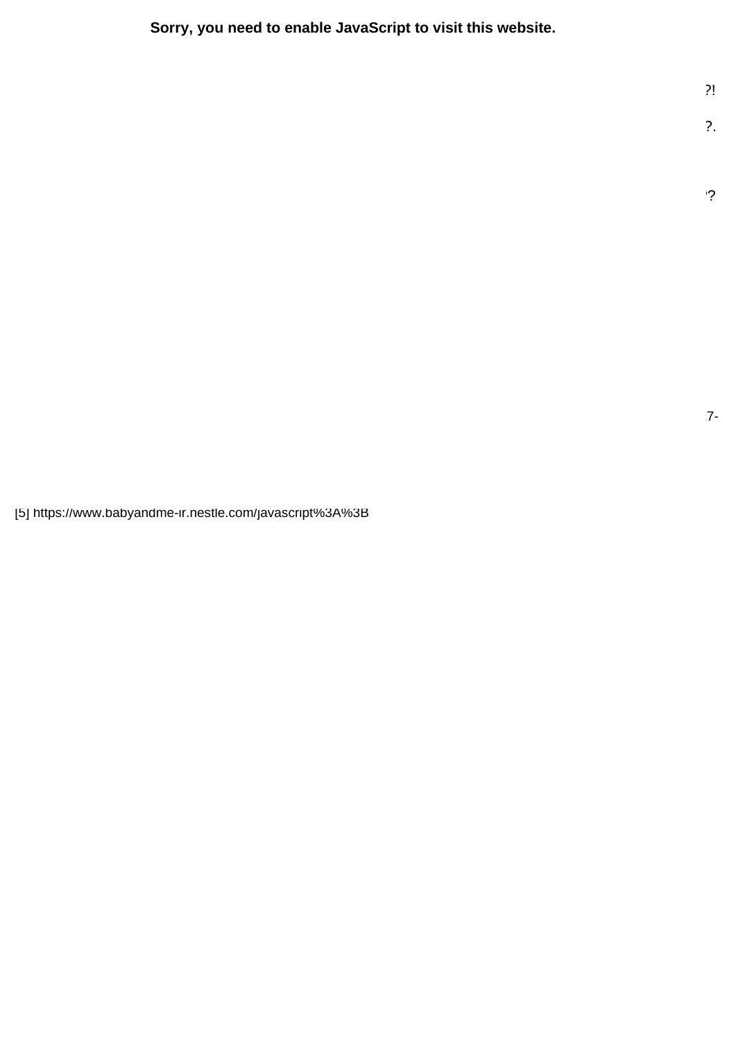**Sorry, you need to enable JavaScript to visit this website.**

?!

?.

'?

.7-

[5] https://www.babyandme-ir.nestle.com/javascript%3A%3B